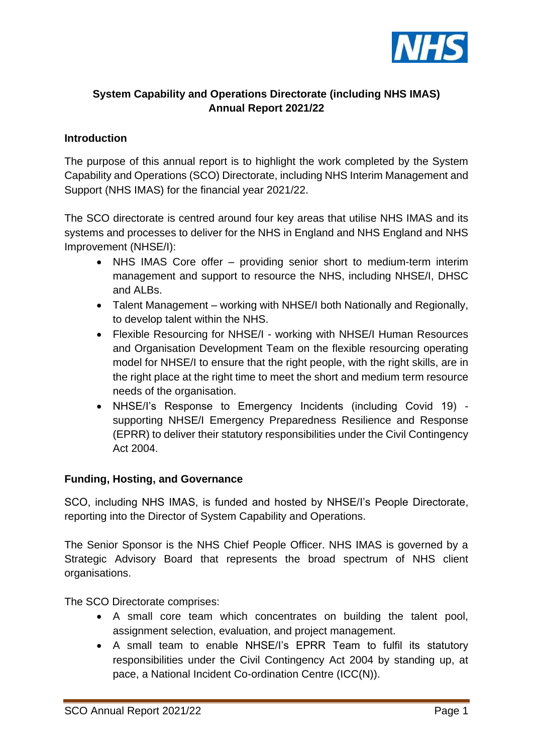# System Capability and Operations Directorate (including NHS IMAS) Annual Report 2021/22

## Introduction

The purpose of this annual report is to highlight the work completed by the System Capability and Operations (SCO) Directorate, including NHS Interim Management and Support (NHS IMAS) for the financial year 2021/22.

The SCO directorate is centred around four key areas that utilise NHS IMAS and its systems and processes to deliver for the NHS in England and NHS England and NHS Improvement (NHSE/I):

- NHS IMAS Core offer – providing senior short to medium-term interim management and support to resource the NHS, including NHSE/I, DHSC and ALBs.
- Talent Management – working with NHSE/I both Nationally and Regionally, to develop talent within the NHS.
- Flexible Resourcing for NHSE/I - working with NHSE/I Human Resources and Organisation Development Team on the flexible resourcing operating model for NHSE/I to ensure that the right people, with the right skills, are in the right place at the right time to meet the short and medium term resource needs of the organisation.
- NHSE/I's Response to Emergency Incidents (including Covid 19) - supporting NHSE/I Emergency Preparedness Resilience and Response (EPRR) to deliver their statutory responsibilities under the Civil Contingency Act 2004.

## Funding, Hosting, and Governance

SCO, including NHS IMAS, is funded and hosted by NHSE/I's People Directorate, reporting into the Director of System Capability and Operations.

The Senior Sponsor is the NHS Chief People Officer. NHS IMAS is governed by a Strategic Advisory Board that represents the broad spectrum of NHS client organisations.

The SCO Directorate comprises:

- A small core team which concentrates on building the talent pool, assignment selection, evaluation, and project management.
- A small team to enable NHSE/I's EPRR Team to fulfil its statutory responsibilities under the Civil Contingency Act 2004 by standing up, at pace, a National Incident Co-ordination Centre (ICC(N)).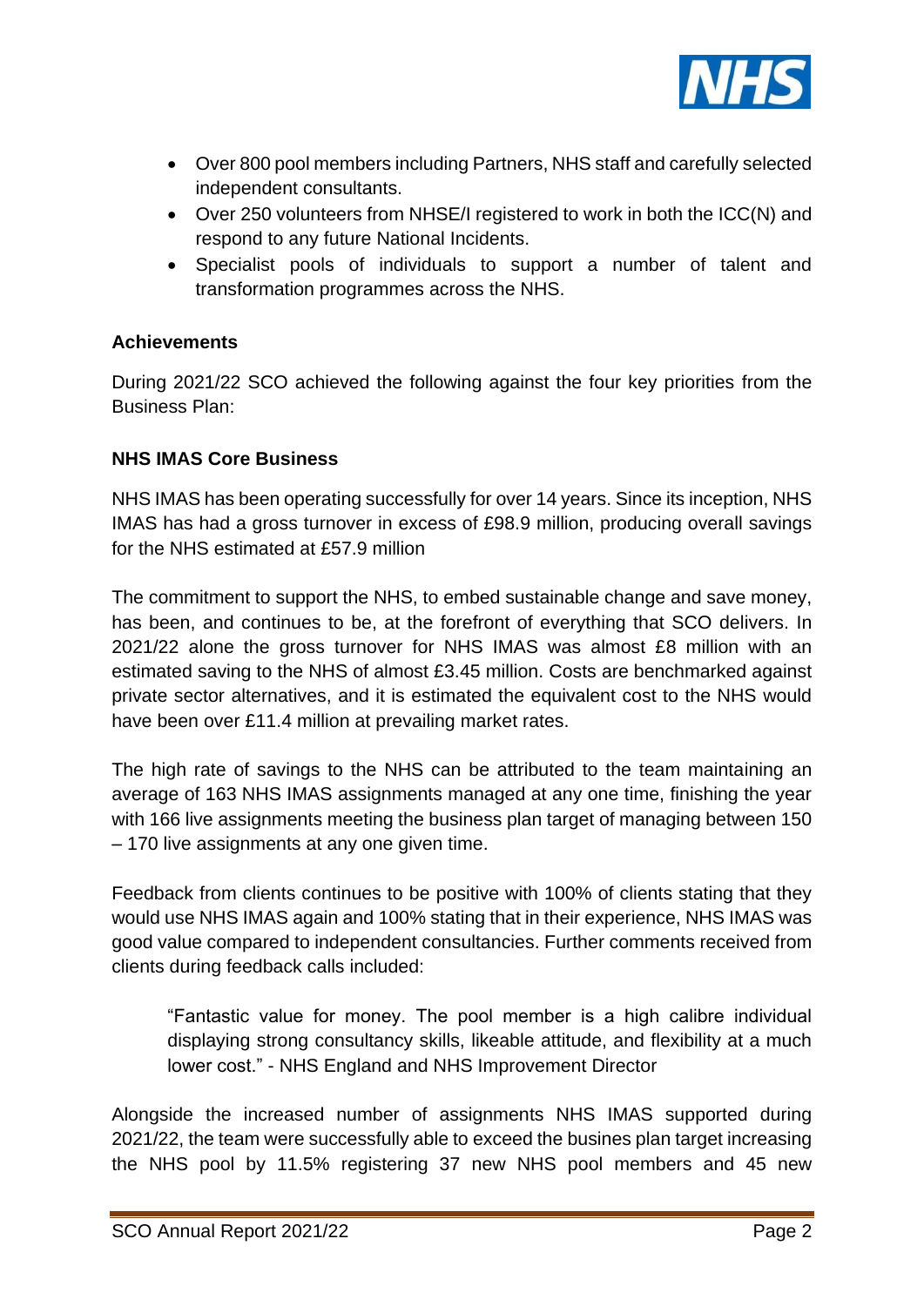- Over 800 pool members including Partners, NHS staff and carefully selected independent consultants.
- Over 250 volunteers from NHSE/I registered to work in both the ICC(N) and respond to any future National Incidents.
- Specialist pools of individuals to support a number of talent and transformation programmes across the NHS.

**Achievements**

During 2021/22 SCO achieved the following against the four key priorities from the Business Plan:

**NHS IMAS Core Business**

NHS IMAS has been operating successfully for over 14 years. Since its inception, NHS IMAS has had a gross turnover in excess of £98.9 million, producing overall savings for the NHS estimated at £57.9 million

The commitment to support the NHS, to embed sustainable change and save money, has been, and continues to be, at the forefront of everything that SCO delivers. In 2021/22 alone the gross turnover for NHS IMAS was almost £8 million with an estimated saving to the NHS of almost £3.45 million. Costs are benchmarked against private sector alternatives, and it is estimated the equivalent cost to the NHS would have been over £11.4 million at prevailing market rates.

The high rate of savings to the NHS can be attributed to the team maintaining an average of 163 NHS IMAS assignments managed at any one time, finishing the year with 166 live assignments meeting the business plan target of managing between 150 – 170 live assignments at any one given time.

Feedback from clients continues to be positive with 100% of clients stating that they would use NHS IMAS again and 100% stating that in their experience, NHS IMAS was good value compared to independent consultancies. Further comments received from clients during feedback calls included:

> "Fantastic value for money. The pool member is a high calibre individual displaying strong consultancy skills, likeable attitude, and flexibility at a much lower cost." - NHS England and NHS Improvement Director

Alongside the increased number of assignments NHS IMAS supported during 2021/22, the team were successfully able to exceed the busines plan target increasing the NHS pool by 11.5% registering 37 new NHS pool members and 45 new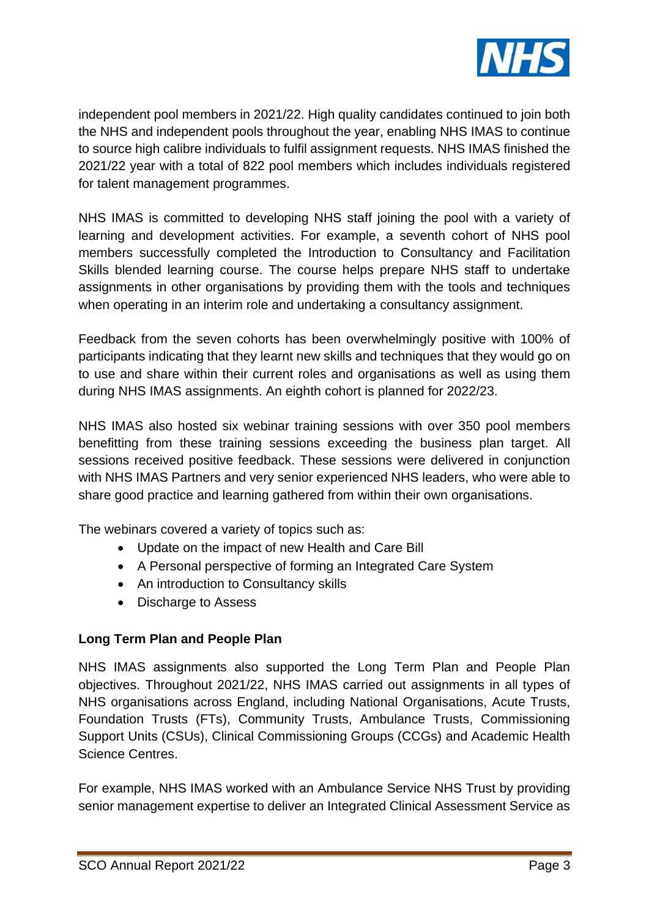independent pool members in 2021/22. High quality candidates continued to join both the NHS and independent pools throughout the year, enabling NHS IMAS to continue to source high calibre individuals to fulfil assignment requests. NHS IMAS finished the 2021/22 year with a total of 822 pool members which includes individuals registered for talent management programmes.

NHS IMAS is committed to developing NHS staff joining the pool with a variety of learning and development activities. For example, a seventh cohort of NHS pool members successfully completed the Introduction to Consultancy and Facilitation Skills blended learning course. The course helps prepare NHS staff to undertake assignments in other organisations by providing them with the tools and techniques when operating in an interim role and undertaking a consultancy assignment.

Feedback from the seven cohorts has been overwhelmingly positive with 100% of participants indicating that they learnt new skills and techniques that they would go on to use and share within their current roles and organisations as well as using them during NHS IMAS assignments. An eighth cohort is planned for 2022/23.

NHS IMAS also hosted six webinar training sessions with over 350 pool members benefitting from these training sessions exceeding the business plan target. All sessions received positive feedback. These sessions were delivered in conjunction with NHS IMAS Partners and very senior experienced NHS leaders, who were able to share good practice and learning gathered from within their own organisations.

The webinars covered a variety of topics such as:

- Update on the impact of new Health and Care Bill
- A Personal perspective of forming an Integrated Care System
- An introduction to Consultancy skills
- Discharge to Assess

**Long Term Plan and People Plan**

NHS IMAS assignments also supported the Long Term Plan and People Plan objectives. Throughout 2021/22, NHS IMAS carried out assignments in all types of NHS organisations across England, including National Organisations, Acute Trusts, Foundation Trusts (FTs), Community Trusts, Ambulance Trusts, Commissioning Support Units (CSUs), Clinical Commissioning Groups (CCGs) and Academic Health Science Centres.

For example, NHS IMAS worked with an Ambulance Service NHS Trust by providing senior management expertise to deliver an Integrated Clinical Assessment Service as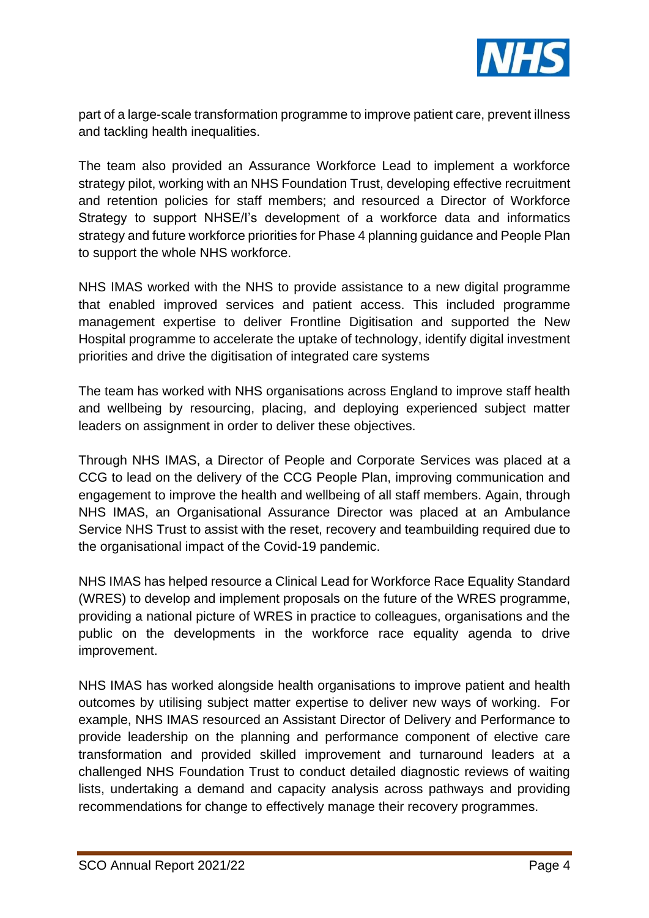part of a large-scale transformation programme to improve patient care, prevent illness and tackling health inequalities.

The team also provided an Assurance Workforce Lead to implement a workforce strategy pilot, working with an NHS Foundation Trust, developing effective recruitment and retention policies for staff members; and resourced a Director of Workforce Strategy to support NHSE/I's development of a workforce data and informatics strategy and future workforce priorities for Phase 4 planning guidance and People Plan to support the whole NHS workforce.

NHS IMAS worked with the NHS to provide assistance to a new digital programme that enabled improved services and patient access. This included programme management expertise to deliver Frontline Digitisation and supported the New Hospital programme to accelerate the uptake of technology, identify digital investment priorities and drive the digitisation of integrated care systems

The team has worked with NHS organisations across England to improve staff health and wellbeing by resourcing, placing, and deploying experienced subject matter leaders on assignment in order to deliver these objectives.

Through NHS IMAS, a Director of People and Corporate Services was placed at a CCG to lead on the delivery of the CCG People Plan, improving communication and engagement to improve the health and wellbeing of all staff members. Again, through NHS IMAS, an Organisational Assurance Director was placed at an Ambulance Service NHS Trust to assist with the reset, recovery and teambuilding required due to the organisational impact of the Covid-19 pandemic.

NHS IMAS has helped resource a Clinical Lead for Workforce Race Equality Standard (WRES) to develop and implement proposals on the future of the WRES programme, providing a national picture of WRES in practice to colleagues, organisations and the public on the developments in the workforce race equality agenda to drive improvement.

NHS IMAS has worked alongside health organisations to improve patient and health outcomes by utilising subject matter expertise to deliver new ways of working. For example, NHS IMAS resourced an Assistant Director of Delivery and Performance to provide leadership on the planning and performance component of elective care transformation and provided skilled improvement and turnaround leaders at a challenged NHS Foundation Trust to conduct detailed diagnostic reviews of waiting lists, undertaking a demand and capacity analysis across pathways and providing recommendations for change to effectively manage their recovery programmes.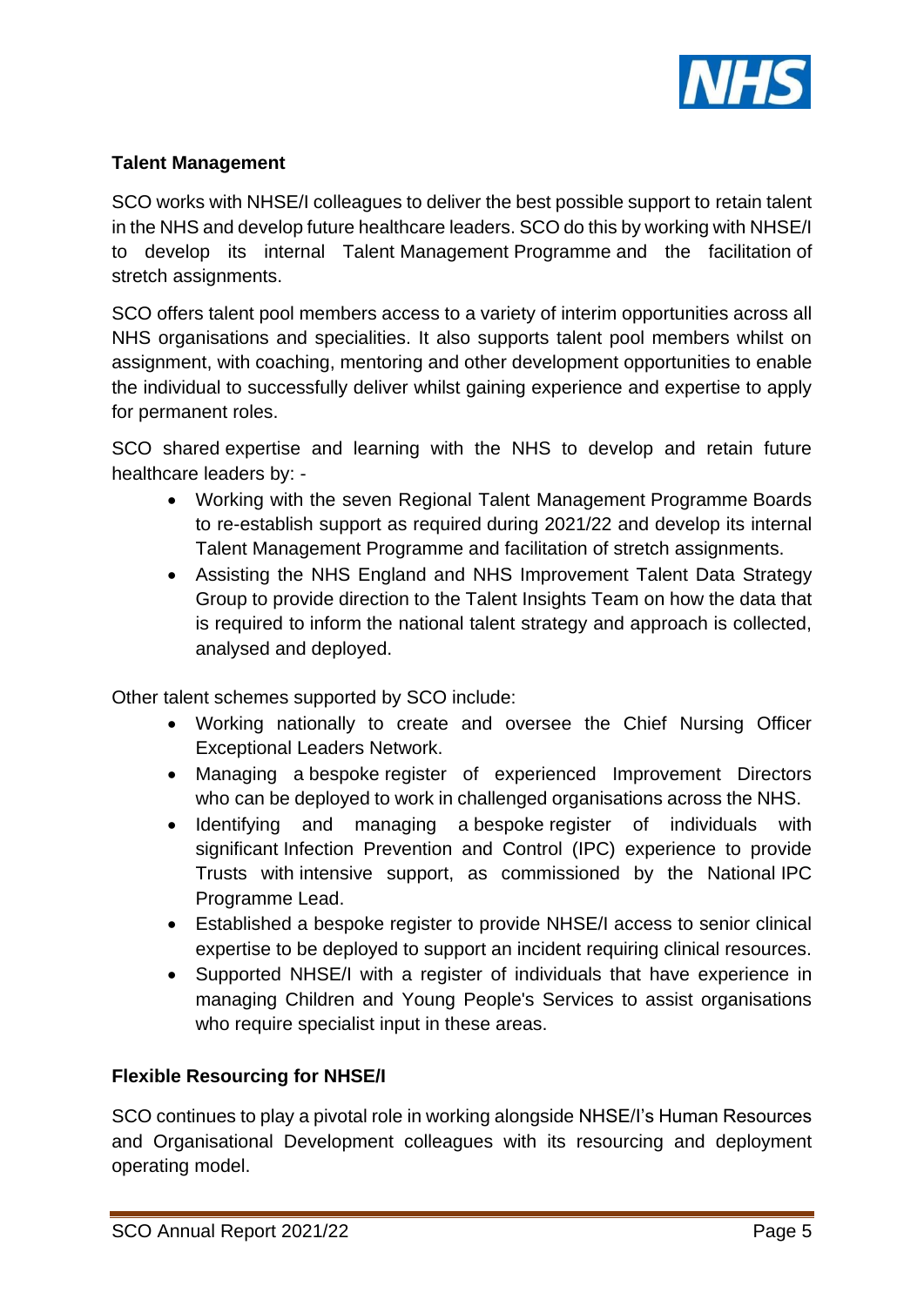**Talent Management**

SCO works with NHSE/I colleagues to deliver the best possible support to retain talent in the NHS and develop future healthcare leaders. SCO do this by working with NHSE/I to develop its internal Talent Management Programme and the facilitation of stretch assignments.

SCO offers talent pool members access to a variety of interim opportunities across all NHS organisations and specialities. It also supports talent pool members whilst on assignment, with coaching, mentoring and other development opportunities to enable the individual to successfully deliver whilst gaining experience and expertise to apply for permanent roles.

SCO shared expertise and learning with the NHS to develop and retain future healthcare leaders by: -

- Working with the seven Regional Talent Management Programme Boards to re-establish support as required during 2021/22 and develop its internal Talent Management Programme and facilitation of stretch assignments.
- Assisting the NHS England and NHS Improvement Talent Data Strategy Group to provide direction to the Talent Insights Team on how the data that is required to inform the national talent strategy and approach is collected, analysed and deployed.

Other talent schemes supported by SCO include:

- Working nationally to create and oversee the Chief Nursing Officer Exceptional Leaders Network.
- Managing a bespoke register of experienced Improvement Directors who can be deployed to work in challenged organisations across the NHS.
- Identifying and managing a bespoke register of individuals with significant Infection Prevention and Control (IPC) experience to provide Trusts with intensive support, as commissioned by the National IPC Programme Lead.
- Established a bespoke register to provide NHSE/I access to senior clinical expertise to be deployed to support an incident requiring clinical resources.
- Supported NHSE/I with a register of individuals that have experience in managing Children and Young People's Services to assist organisations who require specialist input in these areas.

**Flexible Resourcing for NHSE/I**

SCO continues to play a pivotal role in working alongside NHSE/I's Human Resources and Organisational Development colleagues with its resourcing and deployment operating model.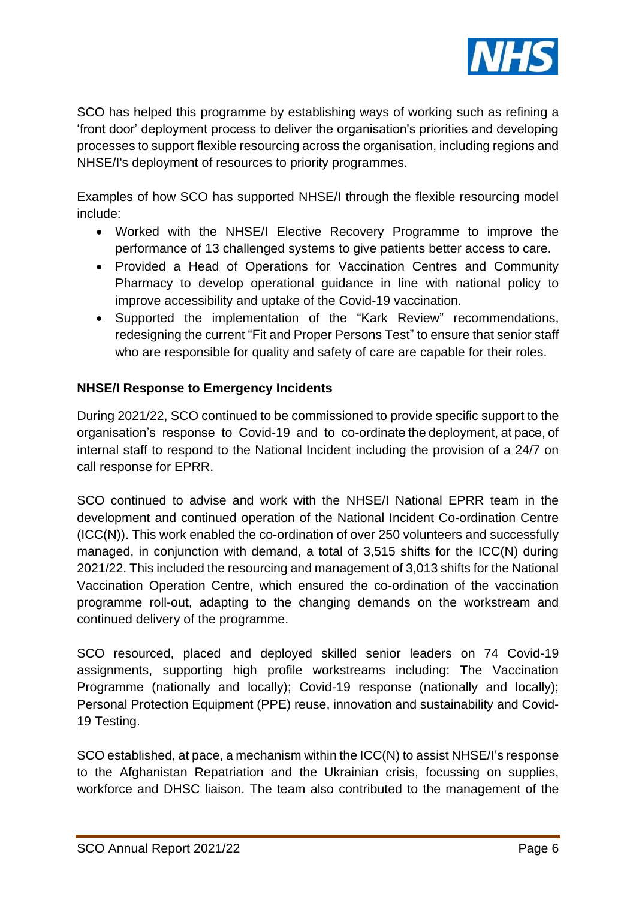SCO has helped this programme by establishing ways of working such as refining a 'front door' deployment process to deliver the organisation's priorities and developing processes to support flexible resourcing across the organisation, including regions and NHSE/I's deployment of resources to priority programmes.

Examples of how SCO has supported NHSE/I through the flexible resourcing model include:

- Worked with the NHSE/I Elective Recovery Programme to improve the performance of 13 challenged systems to give patients better access to care.
- Provided a Head of Operations for Vaccination Centres and Community Pharmacy to develop operational guidance in line with national policy to improve accessibility and uptake of the Covid-19 vaccination.
- Supported the implementation of the "Kark Review" recommendations, redesigning the current "Fit and Proper Persons Test" to ensure that senior staff who are responsible for quality and safety of care are capable for their roles.

**NHSE/I Response to Emergency Incidents**

During 2021/22, SCO continued to be commissioned to provide specific support to the organisation's response to Covid-19 and to co-ordinate the deployment, at pace, of internal staff to respond to the National Incident including the provision of a 24/7 on call response for EPRR.

SCO continued to advise and work with the NHSE/I National EPRR team in the development and continued operation of the National Incident Co-ordination Centre (ICC(N)). This work enabled the co-ordination of over 250 volunteers and successfully managed, in conjunction with demand, a total of 3,515 shifts for the ICC(N) during 2021/22. This included the resourcing and management of 3,013 shifts for the National Vaccination Operation Centre, which ensured the co-ordination of the vaccination programme roll-out, adapting to the changing demands on the workstream and continued delivery of the programme.

SCO resourced, placed and deployed skilled senior leaders on 74 Covid-19 assignments, supporting high profile workstreams including: The Vaccination Programme (nationally and locally); Covid-19 response (nationally and locally); Personal Protection Equipment (PPE) reuse, innovation and sustainability and Covid-19 Testing.

SCO established, at pace, a mechanism within the ICC(N) to assist NHSE/I's response to the Afghanistan Repatriation and the Ukrainian crisis, focussing on supplies, workforce and DHSC liaison. The team also contributed to the management of the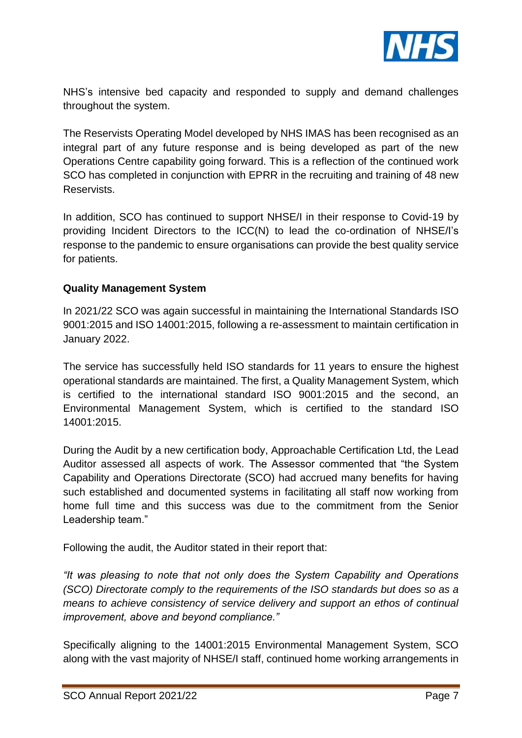NHS's intensive bed capacity and responded to supply and demand challenges throughout the system.

The Reservists Operating Model developed by NHS IMAS has been recognised as an integral part of any future response and is being developed as part of the new Operations Centre capability going forward. This is a reflection of the continued work SCO has completed in conjunction with EPRR in the recruiting and training of 48 new Reservists.

In addition, SCO has continued to support NHSE/I in their response to Covid-19 by providing Incident Directors to the ICC(N) to lead the co-ordination of NHSE/I's response to the pandemic to ensure organisations can provide the best quality service for patients.

**Quality Management System**

In 2021/22 SCO was again successful in maintaining the International Standards ISO 9001:2015 and ISO 14001:2015, following a re-assessment to maintain certification in January 2022.

The service has successfully held ISO standards for 11 years to ensure the highest operational standards are maintained. The first, a Quality Management System, which is certified to the international standard ISO 9001:2015 and the second, an Environmental Management System, which is certified to the standard ISO 14001:2015.

During the Audit by a new certification body, Approachable Certification Ltd, the Lead Auditor assessed all aspects of work. The Assessor commented that "the System Capability and Operations Directorate (SCO) had accrued many benefits for having such established and documented systems in facilitating all staff now working from home full time and this success was due to the commitment from the Senior Leadership team."

Following the audit, the Auditor stated in their report that:

*"It was pleasing to note that not only does the System Capability and Operations (SCO) Directorate comply to the requirements of the ISO standards but does so as a means to achieve consistency of service delivery and support an ethos of continual improvement, above and beyond compliance."*

Specifically aligning to the 14001:2015 Environmental Management System, SCO along with the vast majority of NHSE/I staff, continued home working arrangements in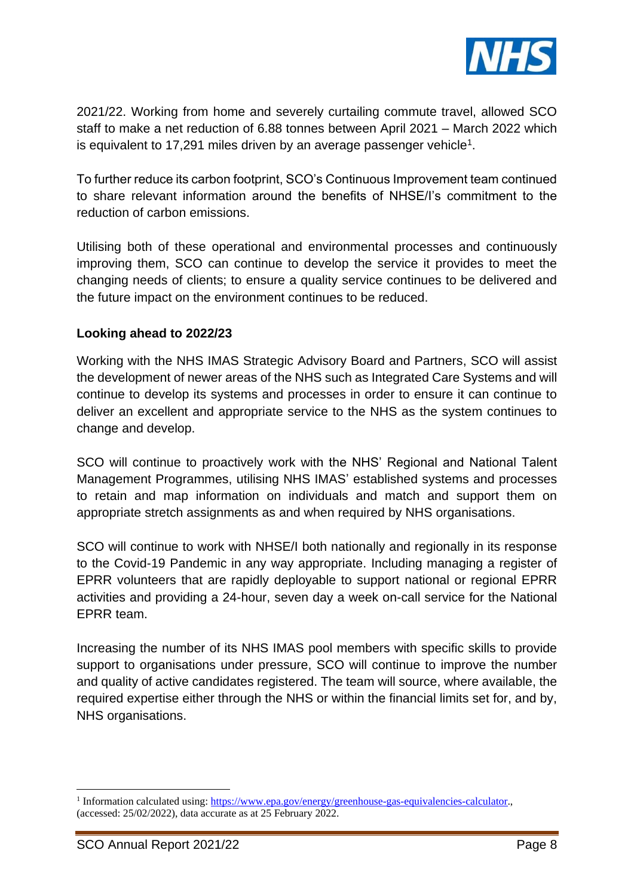2021/22. Working from home and severely curtailing commute travel, allowed SCO staff to make a net reduction of 6.88 tonnes between April 2021 – March 2022 which is equivalent to 17,291 miles driven by an average passenger vehicle[1].

To further reduce its carbon footprint, SCO's Continuous Improvement team continued to share relevant information around the benefits of NHSE/I's commitment to the reduction of carbon emissions.

Utilising both of these operational and environmental processes and continuously improving them, SCO can continue to develop the service it provides to meet the changing needs of clients; to ensure a quality service continues to be delivered and the future impact on the environment continues to be reduced.

**Looking ahead to 2022/23**

Working with the NHS IMAS Strategic Advisory Board and Partners, SCO will assist the development of newer areas of the NHS such as Integrated Care Systems and will continue to develop its systems and processes in order to ensure it can continue to deliver an excellent and appropriate service to the NHS as the system continues to change and develop.

SCO will continue to proactively work with the NHS' Regional and National Talent Management Programmes, utilising NHS IMAS' established systems and processes to retain and map information on individuals and match and support them on appropriate stretch assignments as and when required by NHS organisations.

SCO will continue to work with NHSE/I both nationally and regionally in its response to the Covid-19 Pandemic in any way appropriate. Including managing a register of EPRR volunteers that are rapidly deployable to support national or regional EPRR activities and providing a 24-hour, seven day a week on-call service for the National EPRR team.

Increasing the number of its NHS IMAS pool members with specific skills to provide support to organisations under pressure, SCO will continue to improve the number and quality of active candidates registered. The team will source, where available, the required expertise either through the NHS or within the financial limits set for, and by, NHS organisations.

---

[1] Information calculated using: https://www.epa.gov/energy/greenhouse-gas-equivalencies-calculator., (accessed: 25/02/2022), data accurate as at 25 February 2022.